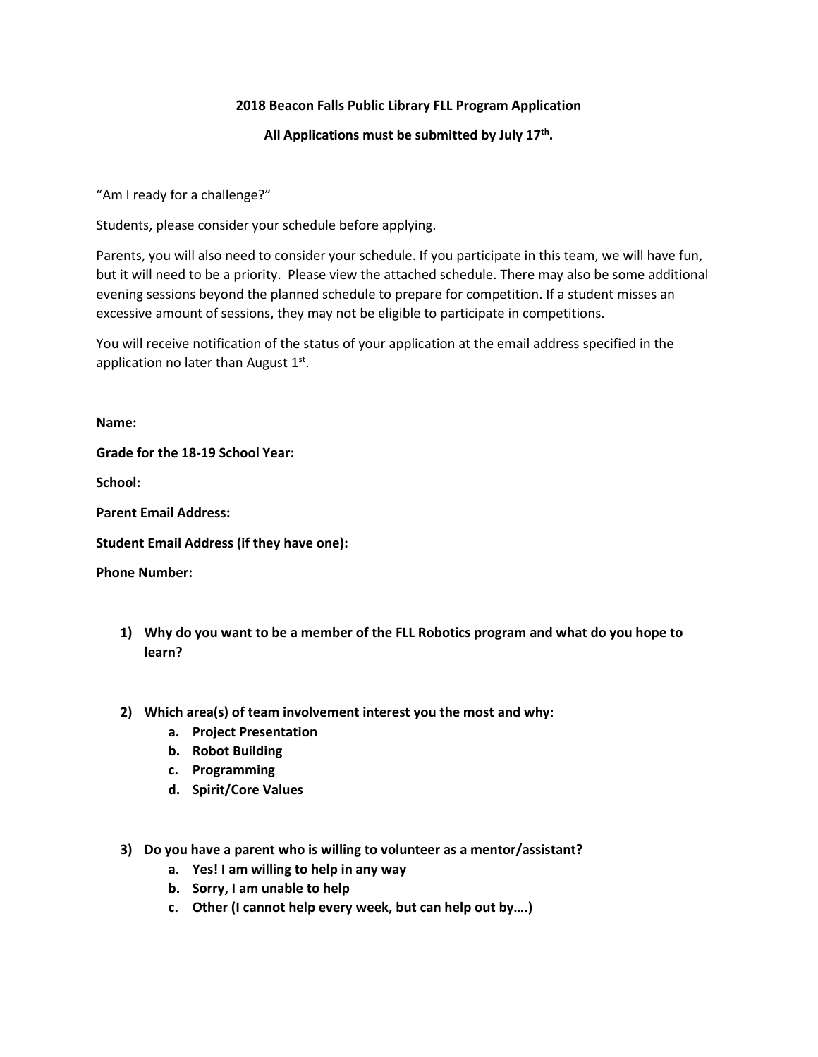**2018 Beacon Falls Public Library FLL Program Application**

**All Applications must be submitted by July 17th.**

"Am I ready for a challenge?"

Students, please consider your schedule before applying.

Parents, you will also need to consider your schedule. If you participate in this team, we will have fun, but it will need to be a priority. Please view the attached schedule. There may also be some additional evening sessions beyond the planned schedule to prepare for competition. If a student misses an excessive amount of sessions, they may not be eligible to participate in competitions.

You will receive notification of the status of your application at the email address specified in the application no later than August 1st.

**Name:**

**Grade for the 18-19 School Year:**

**School:**

**Parent Email Address:**

**Student Email Address (if they have one):**

**Phone Number:**

1) **Why do you want to be a member of the FLL Robotics program and what do you hope to learn?**

2) **Which area(s) of team involvement interest you the most and why:**
   a. **Project Presentation**
   b. **Robot Building**
   c. **Programming**
   d. **Spirit/Core Values**

3) **Do you have a parent who is willing to volunteer as a mentor/assistant?**
   a. **Yes! I am willing to help in any way**
   b. **Sorry, I am unable to help**
   c. **Other (I cannot help every week, but can help out by….)**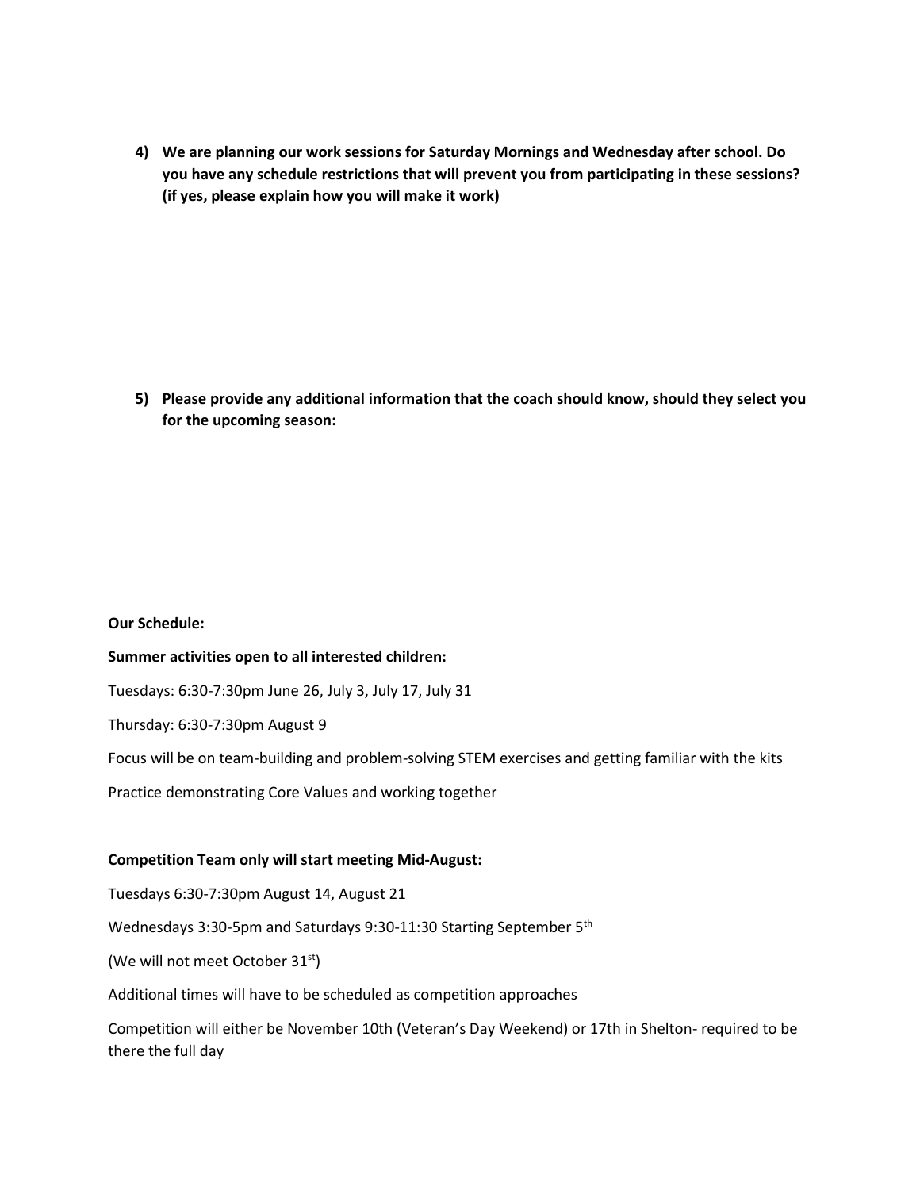4) **We are planning our work sessions for Saturday Mornings and Wednesday after school. Do you have any schedule restrictions that will prevent you from participating in these sessions? (if yes, please explain how you will make it work)**

5) **Please provide any additional information that the coach should know, should they select you for the upcoming season:**

**Our Schedule:**

**Summer activities open to all interested children:**

Tuesdays: 6:30-7:30pm June 26, July 3, July 17, July 31

Thursday: 6:30-7:30pm August 9

Focus will be on team-building and problem-solving STEM exercises and getting familiar with the kits

Practice demonstrating Core Values and working together

**Competition Team only will start meeting Mid-August:**

Tuesdays 6:30-7:30pm August 14, August 21

Wednesdays 3:30-5pm and Saturdays 9:30-11:30 Starting September 5th

(We will not meet October 31st)

Additional times will have to be scheduled as competition approaches

Competition will either be November 10th (Veteran's Day Weekend) or 17th in Shelton- required to be there the full day